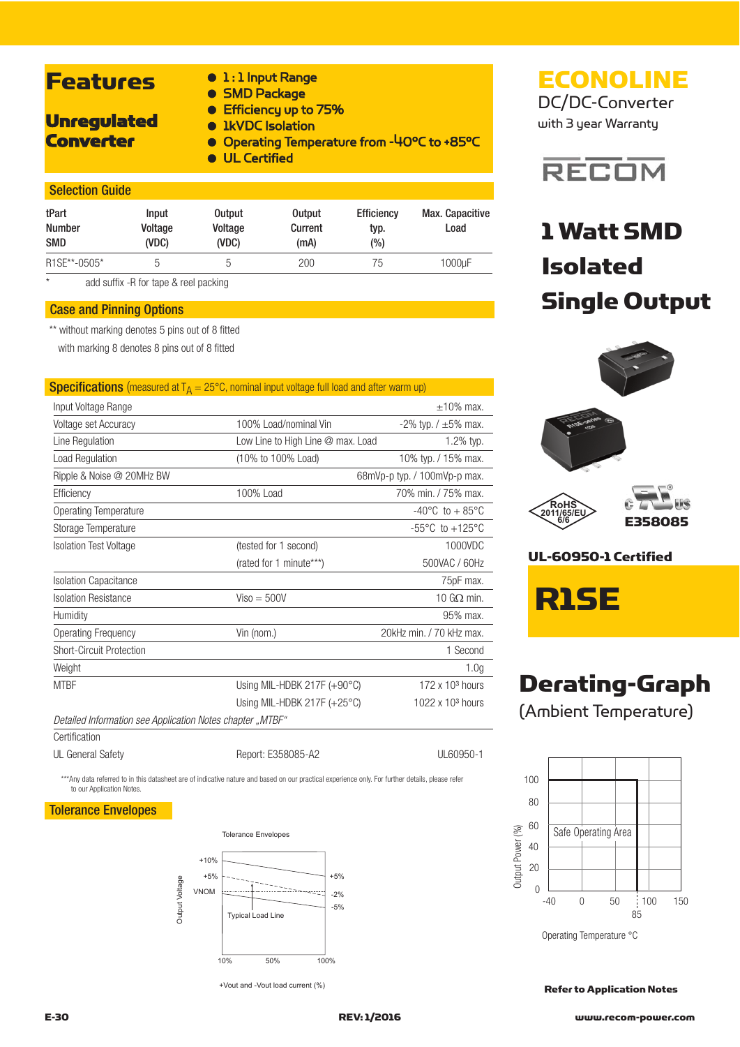# ECONOLINE

DC/DC-Converter

with 3 year Warranty

RECOM

# 1 Watt SMD Isolated Single Output

## Features

### Unregulated Converter

- 1:1 Input Range
- SMD Package
- Efficiency up to 75%
- 1kVDC Isolation
- Operating Temperature from -40°C to +85°C
- UL Certified

RoHS 2011/65/EU 6/6

E358085

**UL-60950-1 Certified**

# R1SE

## Selection Guide

| tPart Number SMD | Input Voltage (VDC) | Output Voltage (VDC) | Output Current (mA) | Efficiency typ. (%) | Max. Capacitive Load |
|---|---|---|---|---|---|
| R1SE**-0505* | 5 | 5 | 200 | 75 | 1000µF |

\* add suffix -R for tape & reel packing

## Case and Pinning Options

** without marking denotes 5 pins out of 8 fitted

with marking 8 denotes 8 pins out of 8 fitted

## Specifications (measured at $T_A$ = 25°C, nominal input voltage full load and after warm up)

| | | |
|---|---|---|
| Input Voltage Range | | ±10% max. |
| Voltage set Accuracy | 100% Load/nominal Vin | -2% typ. / ±5% max. |
| Line Regulation | Low Line to High Line @ max. Load | 1.2% typ. |
| Load Regulation | (10% to 100% Load) | 10% typ. / 15% max. |
| Ripple & Noise @ 20MHz BW | | 68mVp-p typ. / 100mVp-p max. |
| Efficiency | 100% Load | 70% min. / 75% max. |
| Operating Temperature | | -40°C to + 85°C |
| Storage Temperature | | -55°C to +125°C |
| Isolation Test Voltage | (tested for 1 second) | 1000VDC |
| | (rated for 1 minute***) | 500VAC / 60Hz |
| Isolation Capacitance | | 75pF max. |
| Isolation Resistance | Viso = 500V | 10 GΩ min. |
| Humidity | | 95% max. |
| Operating Frequency | Vin (nom.) | 20kHz min. / 70 kHz max. |
| Short-Circuit Protection | | 1 Second |
| Weight | | 1.0g |
| MTBF | Using MIL-HDBK 217F (+90°C) | 172 x $10^3$ hours |
| | Using MIL-HDBK 217F (+25°C) | 1022 x $10^3$ hours |

*Detailed Information see Application Notes chapter „MTBF"*

| | | |
|---|---|---|
| Certification | | |
| UL General Safety | Report: E358085-A2 | UL60950-1 |

***Any data referred to in this datasheet are of indicative nature and based on our practical experience only. For further details, please refer to our Application Notes.

## Tolerance Envelopes

Tolerance Envelopes

Output Voltage: +10%, +5%, VNOM, +5%, -2%, -5%

Typical Load Line

10% 50% 100%

+Vout and -Vout load current (%)

## Derating-Graph

(Ambient Temperature)

Output Power (%): 0, 20, 40, 60, 80, 100

Safe Operating Area

-40, 0, 50, 85, 100, 150

Operating Temperature °C

**Refer to Application Notes**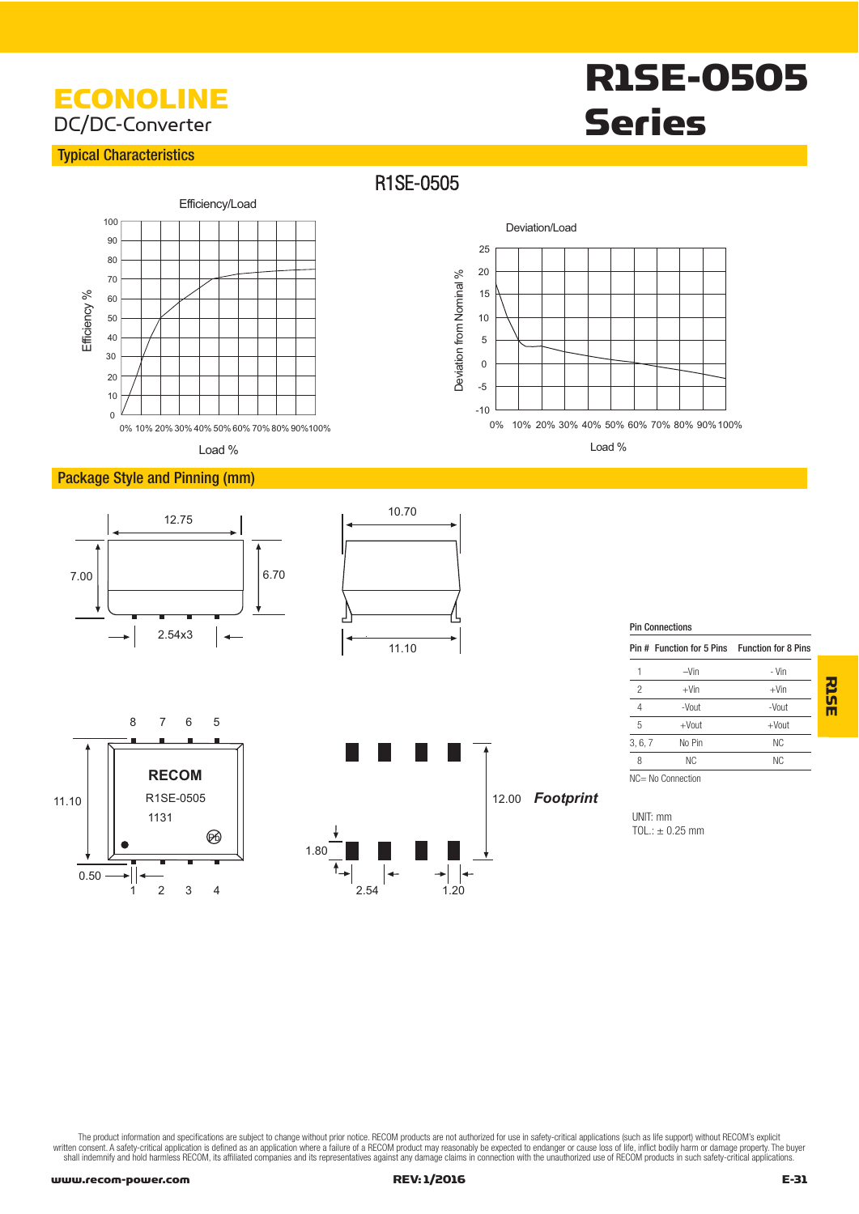# ECONOLINE

DC/DC-Converter

# R1SE-0505 Series

## Typical Characteristics

R1SE-0505

Efficiency/Load

Efficiency %

100
90
80
70
60
50
40
30
20
10
0

0% 10% 20% 30% 40% 50% 60% 70% 80% 90% 100%

Load %

Deviation/Load

Deviation from Nominal %

25
20
15
10
5
0
-5
-10

0% 10% 20% 30% 40% 50% 60% 70% 80% 90% 100%

Load %

## Package Style and Pinning (mm)

12.75

7.00

6.70

2.54x3

10.70

11.10

8 7 6 5

RECOM

R1SE-0505

1131

11.10

0.50

1 2 3 4

1.80

2.54

1.20

12.00

***Footprint***

Pin Connections

| Pin # | Function for 5 Pins | Function for 8 Pins |
|---|---|---|
| 1 | –Vin | - Vin |
| 2 | +Vin | +Vin |
| 4 | -Vout | -Vout |
| 5 | +Vout | +Vout |
| 3, 6, 7 | No Pin | NC |
| 8 | NC | NC |

NC= No Connection

UNIT: mm

TOL.: ± 0.25 mm

R1SE

The product information and specifications are subject to change without prior notice. RECOM products are not authorized for use in safety-critical applications (such as life support) without RECOM's explicit written consent. A safety-critical application is defined as an application where a failure of a RECOM product may reasonably be expected to endanger or cause loss of life, inflict bodily harm or damage property. The buyer shall indemnify and hold harmless RECOM, its affiliated companies and its representatives against any damage claims in connection with the unauthorized use of RECOM products in such safety-critical applications.

www.recom-power.com REV: 1/2016